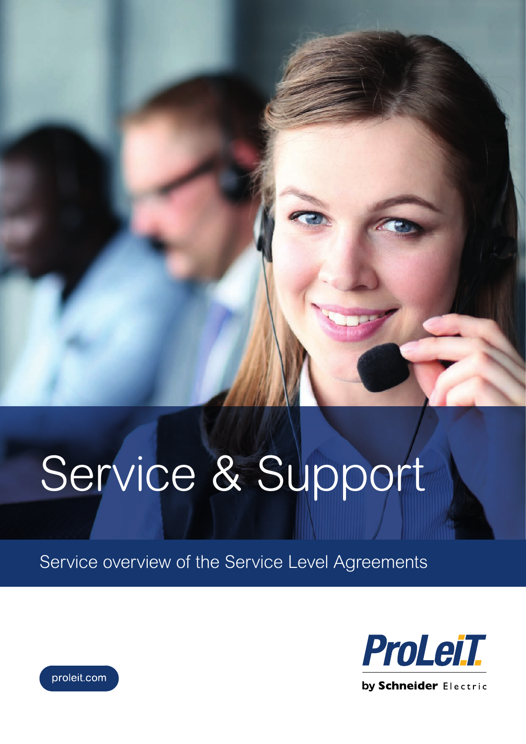# Service & Support

Service overview of the Service Level Agreements

proleit.com

ProLeiT

by Schneider Electric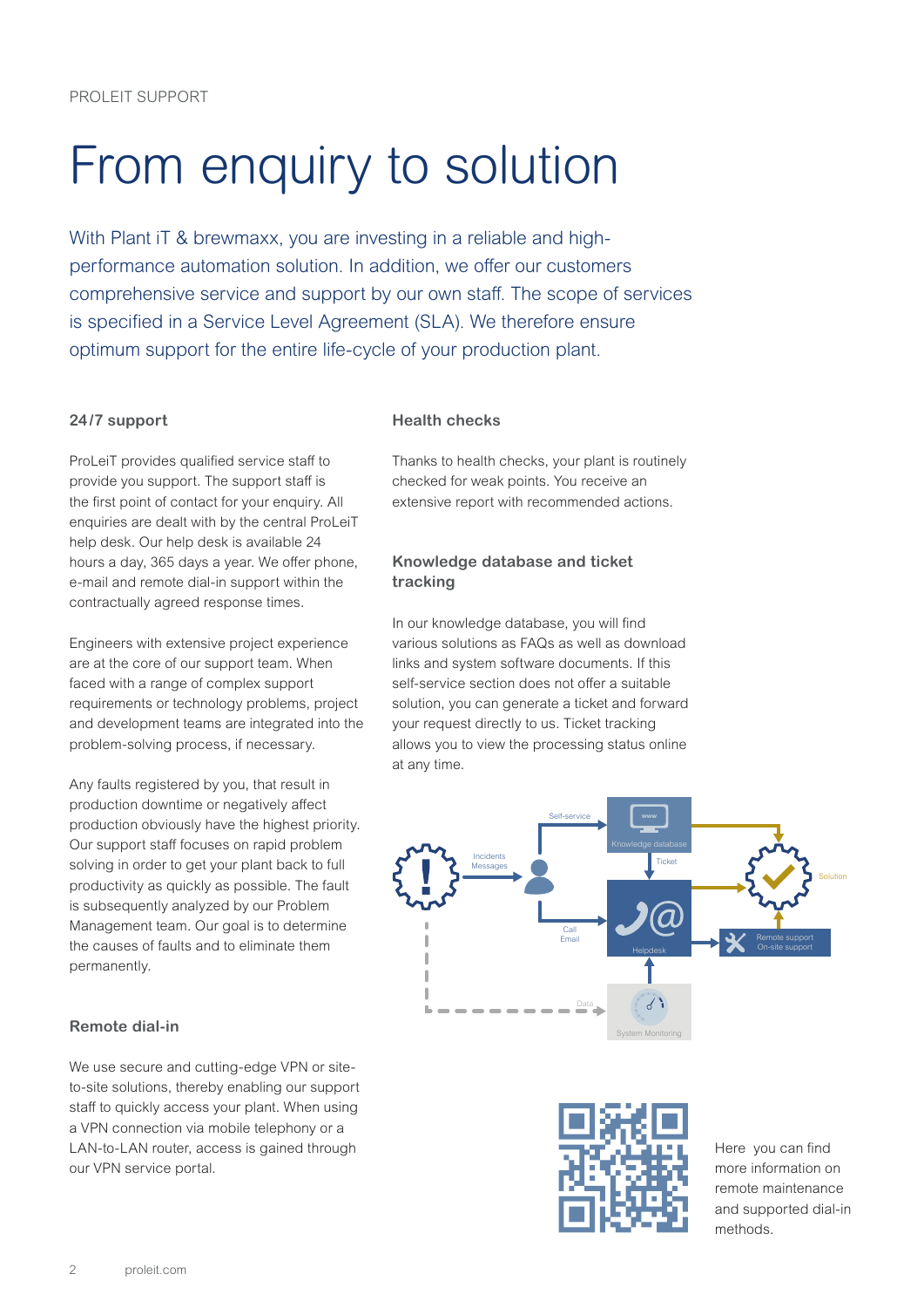PROLEIT SUPPORT

# From enquiry to solution

With Plant iT & brewmaxx, you are investing in a reliable and high-performance automation solution. In addition, we offer our customers comprehensive service and support by our own staff. The scope of services is specified in a Service Level Agreement (SLA). We therefore ensure optimum support for the entire life-cycle of your production plant.

### 24/7 support

ProLeiT provides qualified service staff to provide you support. The support staff is the first point of contact for your enquiry. All enquiries are dealt with by the central ProLeiT help desk. Our help desk is available 24 hours a day, 365 days a year. We offer phone, e-mail and remote dial-in support within the contractually agreed response times.

Engineers with extensive project experience are at the core of our support team. When faced with a range of complex support requirements or technology problems, project and development teams are integrated into the problem-solving process, if necessary.

Any faults registered by you, that result in production downtime or negatively affect production obviously have the highest priority. Our support staff focuses on rapid problem solving in order to get your plant back to full productivity as quickly as possible. The fault is subsequently analyzed by our Problem Management team. Our goal is to determine the causes of faults and to eliminate them permanently.

### Remote dial-in

We use secure and cutting-edge VPN or site-to-site solutions, thereby enabling our support staff to quickly access your plant. When using a VPN connection via mobile telephony or a LAN-to-LAN router, access is gained through our VPN service portal.

### Health checks

Thanks to health checks, your plant is routinely checked for weak points. You receive an extensive report with recommended actions.

### Knowledge database and ticket tracking

In our knowledge database, you will find various solutions as FAQs as well as download links and system software documents. If this self-service section does not offer a suitable solution, you can generate a ticket and forward your request directly to us. Ticket tracking allows you to view the processing status online at any time.

Self-service · Incidents Messages · Knowledge database · Ticket · Solution · Call Email · Helpdesk · Remote support On-site support · Data · System Monitoring

Here you can find more information on remote maintenance and supported dial-in methods.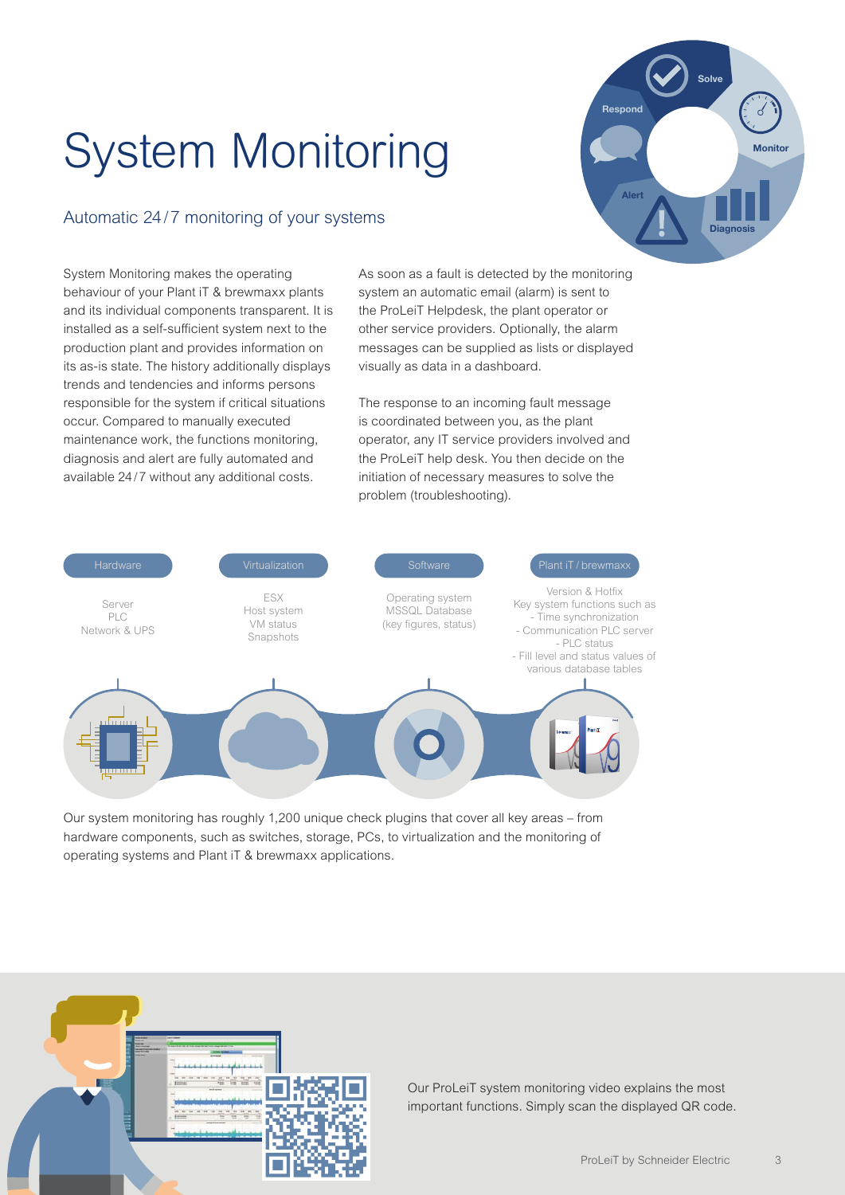# System Monitoring

## Automatic 24/7 monitoring of your systems

Solve
Respond
Monitor
Alert
Diagnosis

System Monitoring makes the operating behaviour of your Plant iT & brewmaxx plants and its individual components transparent. It is installed as a self-sufficient system next to the production plant and provides information on its as-is state. The history additionally displays trends and tendencies and informs persons responsible for the system if critical situations occur. Compared to manually executed maintenance work, the functions monitoring, diagnosis and alert are fully automated and available 24/7 without any additional costs.

As soon as a fault is detected by the monitoring system an automatic email (alarm) is sent to the ProLeiT Helpdesk, the plant operator or other service providers. Optionally, the alarm messages can be supplied as lists or displayed visually as data in a dashboard.

The response to an incoming fault message is coordinated between you, as the plant operator, any IT service providers involved and the ProLeiT help desk. You then decide on the initiation of necessary measures to solve the problem (troubleshooting).

| Hardware | Virtualization | Software | Plant iT / brewmaxx |
| --- | --- | --- | --- |
| Server<br>PLC<br>Network & UPS | ESX<br>Host system<br>VM status<br>Snapshots | Operating system<br>MSSQL Database<br>(key figures, status) | Version & Hotfix<br>Key system functions such as<br>- Time synchronization<br>- Communication PLC server<br>- PLC status<br>- Fill level and status values of various database tables |

Our system monitoring has roughly 1,200 unique check plugins that cover all key areas – from hardware components, such as switches, storage, PCs, to virtualization and the monitoring of operating systems and Plant iT & brewmaxx applications.

Our ProLeiT system monitoring video explains the most important functions. Simply scan the displayed QR code.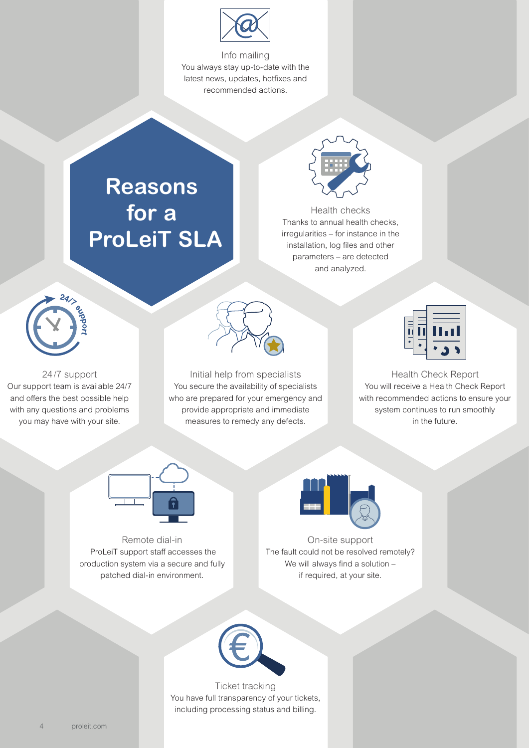# Reasons for a ProLeiT SLA

### Info mailing

You always stay up-to-date with the latest news, updates, hotfixes and recommended actions.

### Health checks

Thanks to annual health checks, irregularities – for instance in the installation, log files and other parameters – are detected and analyzed.

### 24/7 support

Our support team is available 24/7 and offers the best possible help with any questions and problems you may have with your site.

### Initial help from specialists

You secure the availability of specialists who are prepared for your emergency and provide appropriate and immediate measures to remedy any defects.

### Health Check Report

You will receive a Health Check Report with recommended actions to ensure your system continues to run smoothly in the future.

### Remote dial-in

ProLeiT support staff accesses the production system via a secure and fully patched dial-in environment.

### On-site support

The fault could not be resolved remotely? We will always find a solution – if required, at your site.

### Ticket tracking

You have full transparency of your tickets, including processing status and billing.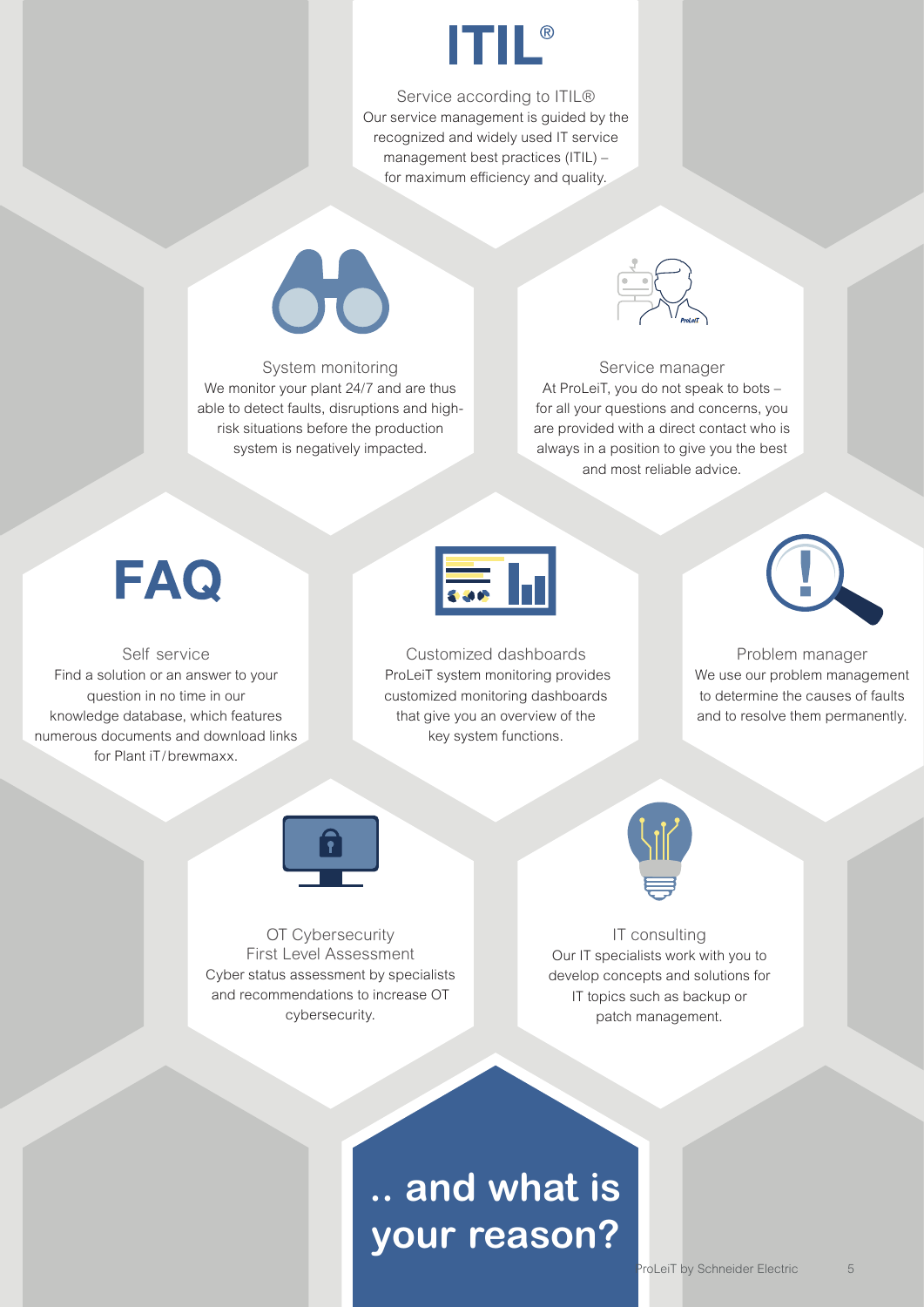# ITIL®

### Service according to ITIL®

Our service management is guided by the recognized and widely used IT service management best practices (ITIL) – for maximum efficiency and quality.

### System monitoring

We monitor your plant 24/7 and are thus able to detect faults, disruptions and high-risk situations before the production system is negatively impacted.

### Service manager

At ProLeiT, you do not speak to bots – for all your questions and concerns, you are provided with a direct contact who is always in a position to give you the best and most reliable advice.

**FAQ**

### Self service

Find a solution or an answer to your question in no time in our knowledge database, which features numerous documents and download links for Plant iT / brewmaxx.

### Customized dashboards

ProLeiT system monitoring provides customized monitoring dashboards that give you an overview of the key system functions.

### Problem manager

We use our problem management to determine the causes of faults and to resolve them permanently.

### OT Cybersecurity First Level Assessment

Cyber status assessment by specialists and recommendations to increase OT cybersecurity.

### IT consulting

Our IT specialists work with you to develop concepts and solutions for IT topics such as backup or patch management.

## .. and what is your reason?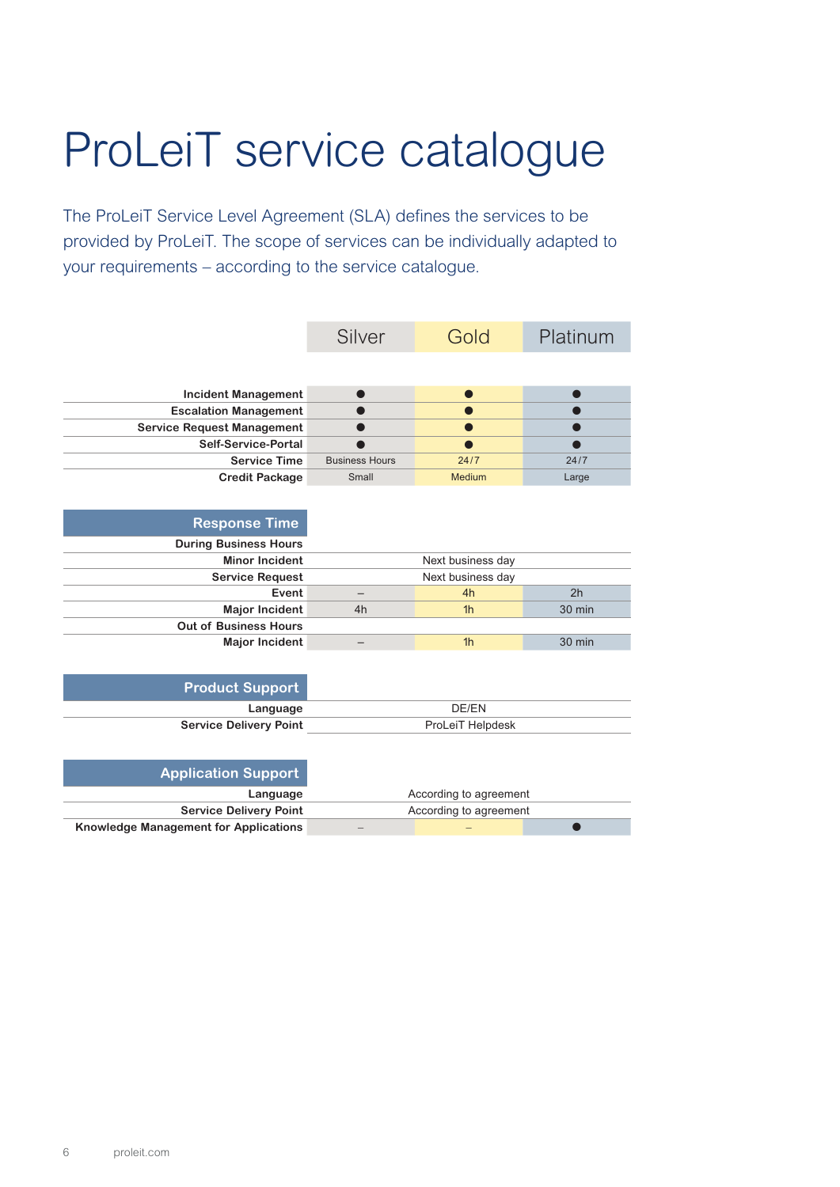# ProLeiT service catalogue

The ProLeiT Service Level Agreement (SLA) defines the services to be provided by ProLeiT. The scope of services can be individually adapted to your requirements – according to the service catalogue.

| | Silver | Gold | Platinum |
|---|---|---|---|
| **Incident Management** | ● | ● | ● |
| **Escalation Management** | ● | ● | ● |
| **Service Request Management** | ● | ● | ● |
| **Self-Service-Portal** | ● | ● | ● |
| **Service Time** | Business Hours | 24/7 | 24/7 |
| **Credit Package** | Small | Medium | Large |
| **Response Time** | | | |
| **During Business Hours** | | | |
| **Minor Incident** | Next business day | | |
| **Service Request** | Next business day | | |
| **Event** | – | 4h | 2h |
| **Major Incident** | 4h | 1h | 30 min |
| **Out of Business Hours** | | | |
| **Major Incident** | – | 1h | 30 min |
| **Product Support** | | | |
| **Language** | DE/EN | | |
| **Service Delivery Point** | ProLeiT Helpdesk | | |
| **Application Support** | | | |
| **Language** | According to agreement | | |
| **Service Delivery Point** | According to agreement | | |
| **Knowledge Management for Applications** | – | – | ● |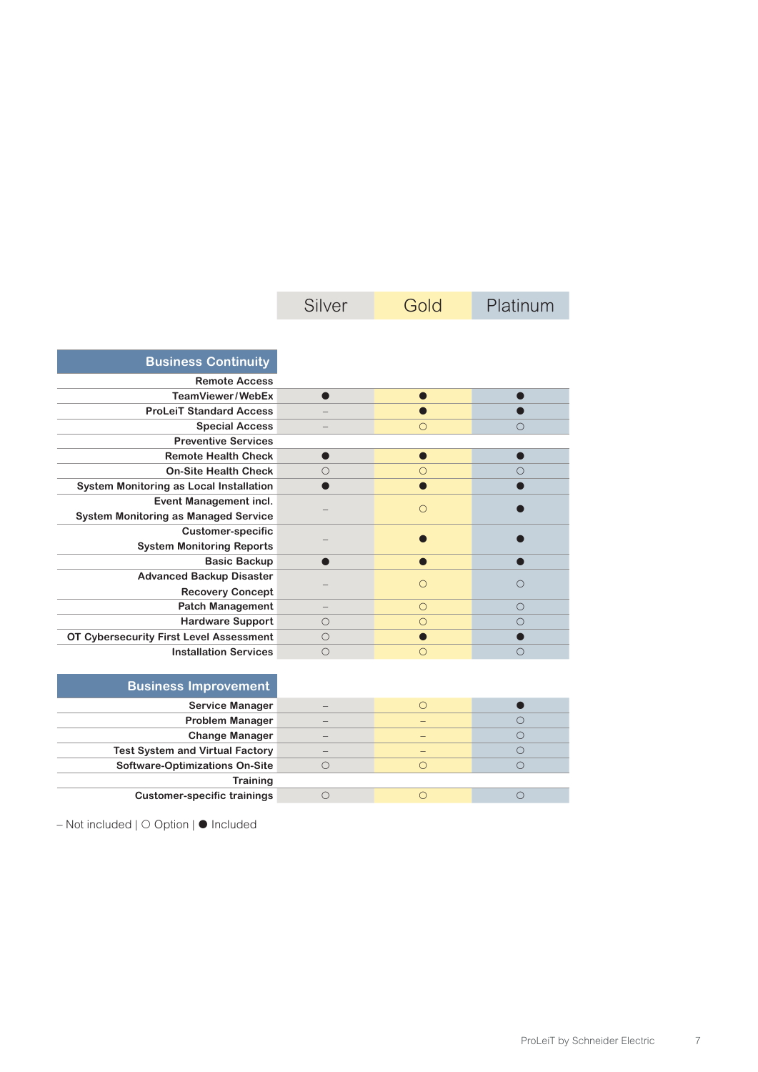| | Silver | Gold | Platinum |
|---|---|---|---|
| **Business Continuity** | | | |
| **Remote Access** | | | |
| TeamViewer / WebEx | ● | ● | ● |
| ProLeiT Standard Access | – | ● | ● |
| Special Access | – | ○ | ○ |
| **Preventive Services** | | | |
| Remote Health Check | ● | ● | ● |
| On-Site Health Check | ○ | ○ | ○ |
| System Monitoring as Local Installation | ● | ● | ● |
| Event Management incl. System Monitoring as Managed Service | – | ○ | ● |
| Customer-specific System Monitoring Reports | – | ● | ● |
| Basic Backup | ● | ● | ● |
| Advanced Backup Disaster Recovery Concept | – | ○ | ○ |
| Patch Management | – | ○ | ○ |
| Hardware Support | ○ | ○ | ○ |
| OT Cybersecurity First Level Assessment | ○ | ● | ● |
| Installation Services | ○ | ○ | ○ |
| **Business Improvement** | | | |
| Service Manager | – | ○ | ● |
| Problem Manager | – | – | ○ |
| Change Manager | – | – | ○ |
| Test System and Virtual Factory | – | – | ○ |
| Software-Optimizations On-Site | ○ | ○ | ○ |
| **Training** | | | |
| Customer-specific trainings | ○ | ○ | ○ |

– Not included | ○ Option | ● Included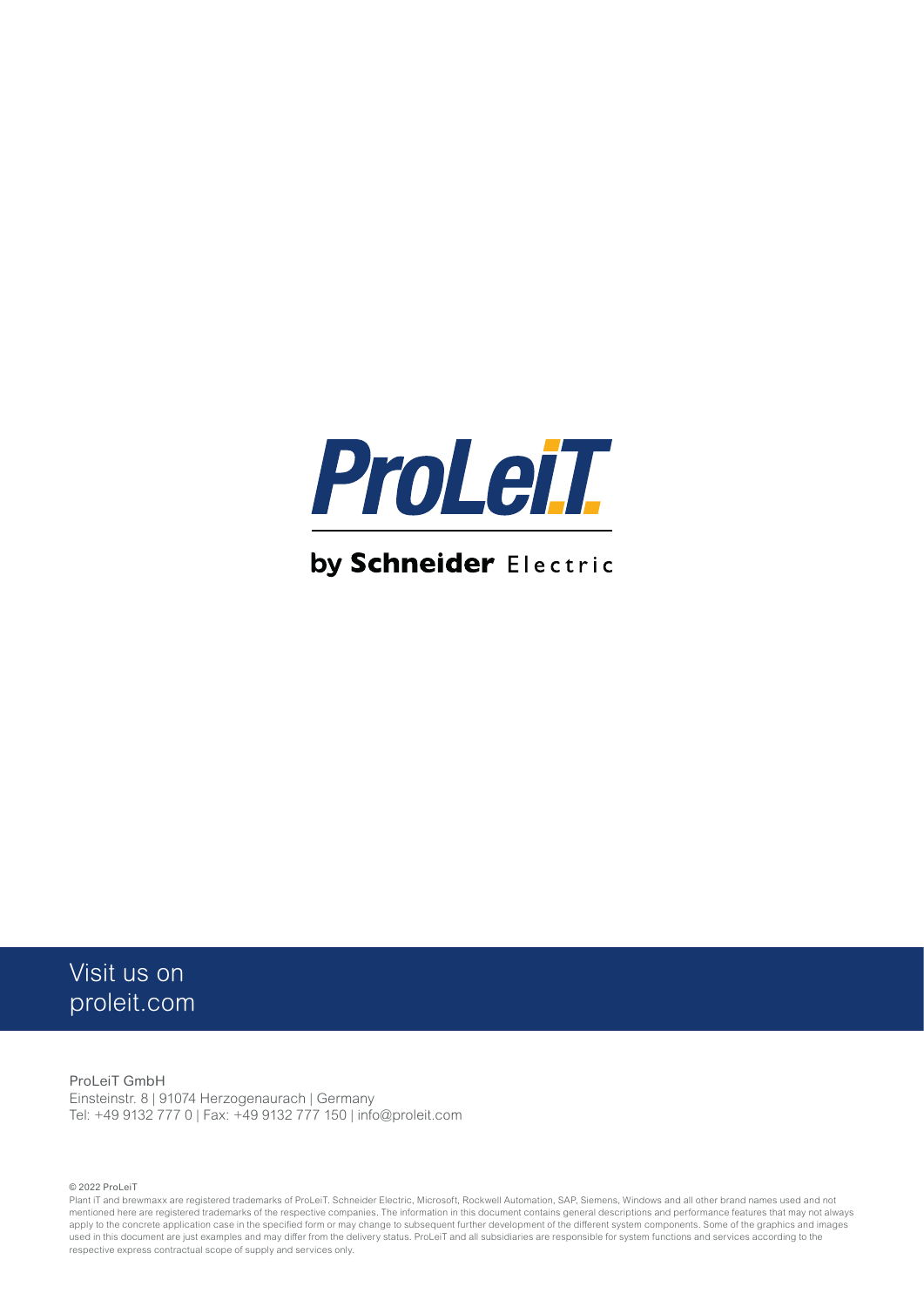ProLeiT

by Schneider Electric

Visit us on
proleit.com

ProLeiT GmbH
Einsteinstr. 8 | 91074 Herzogenaurach | Germany
Tel: +49 9132 777 0 | Fax: +49 9132 777 150 | info@proleit.com

© 2022 ProLeiT
Plant iT and brewmaxx are registered trademarks of ProLeiT. Schneider Electric, Microsoft, Rockwell Automation, SAP, Siemens, Windows and all other brand names used and not mentioned here are registered trademarks of the respective companies. The information in this document contains general descriptions and performance features that may not always apply to the concrete application case in the specified form or may change to subsequent further development of the different system components. Some of the graphics and images used in this document are just examples and may differ from the delivery status. ProLeiT and all subsidiaries are responsible for system functions and services according to the respective express contractual scope of supply and services only.